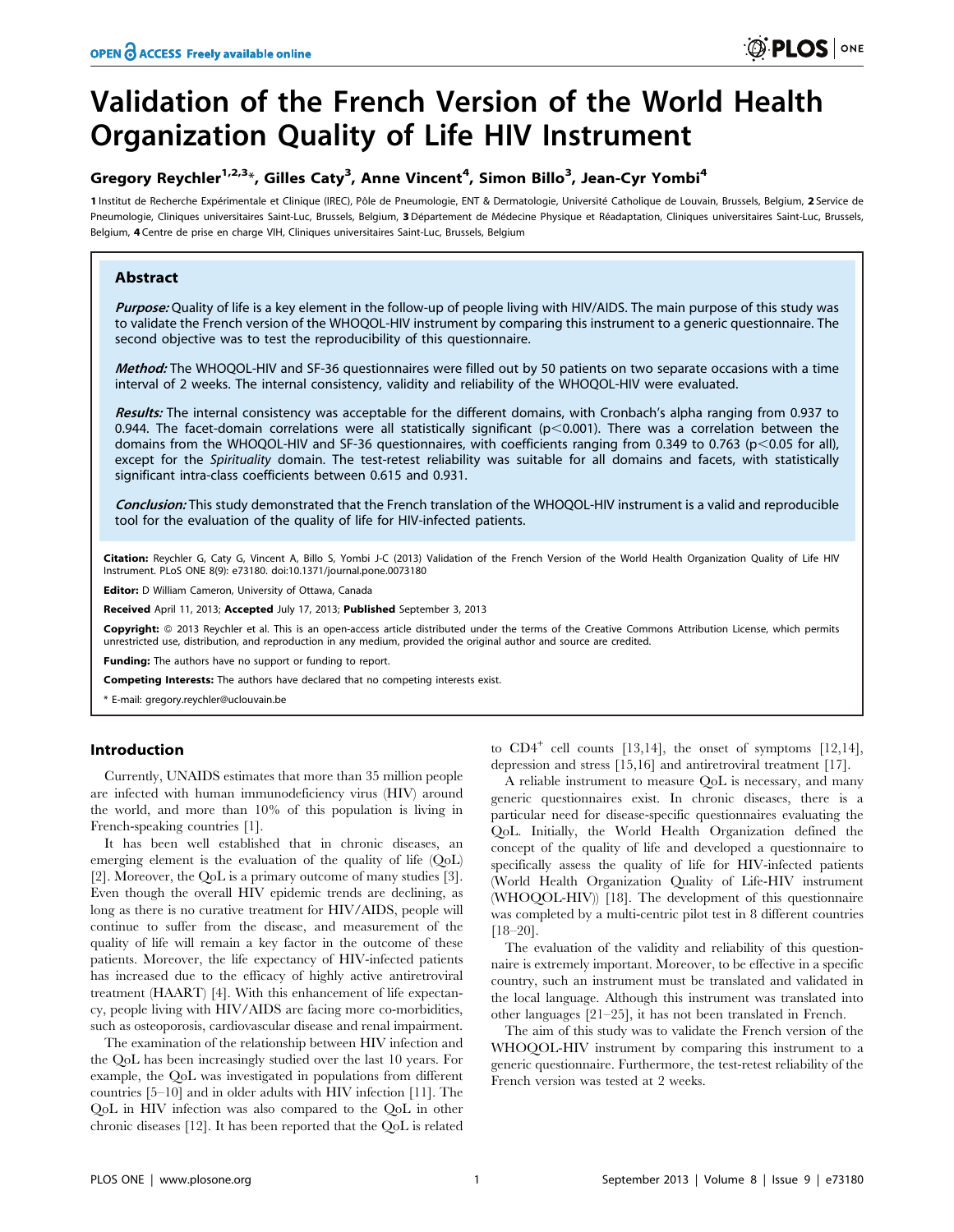# Validation of the French Version of the World Health Organization Quality of Life HIV Instrument

**Gregory Reychler[1,2,3]*, Gilles Caty[3], Anne Vincent[4], Simon Billo[3], Jean-Cyr Yombi[4]**

1 Institut de Recherche Expérimentale et Clinique (IREC), Pôle de Pneumologie, ENT & Dermatologie, Université Catholique de Louvain, Brussels, Belgium, 2 Service de Pneumologie, Cliniques universitaires Saint-Luc, Brussels, Belgium, 3 Département de Médecine Physique et Réadaptation, Cliniques universitaires Saint-Luc, Brussels, Belgium, 4 Centre de prise en charge VIH, Cliniques universitaires Saint-Luc, Brussels, Belgium

## Abstract

***Purpose:*** Quality of life is a key element in the follow-up of people living with HIV/AIDS. The main purpose of this study was to validate the French version of the WHOQOL-HIV instrument by comparing this instrument to a generic questionnaire. The second objective was to test the reproducibility of this questionnaire.

***Method:*** The WHOQOL-HIV and SF-36 questionnaires were filled out by 50 patients on two separate occasions with a time interval of 2 weeks. The internal consistency, validity and reliability of the WHOQOL-HIV were evaluated.

***Results:*** The internal consistency was acceptable for the different domains, with Cronbach's alpha ranging from 0.937 to 0.944. The facet-domain correlations were all statistically significant ($p<0.001$). There was a correlation between the domains from the WHOQOL-HIV and SF-36 questionnaires, with coefficients ranging from 0.349 to 0.763 ($p<0.05$ for all), except for the *Spirituality* domain. The test-retest reliability was suitable for all domains and facets, with statistically significant intra-class coefficients between 0.615 and 0.931.

***Conclusion:*** This study demonstrated that the French translation of the WHOQOL-HIV instrument is a valid and reproducible tool for the evaluation of the quality of life for HIV-infected patients.

**Citation:** Reychler G, Caty G, Vincent A, Billo S, Yombi J-C (2013) Validation of the French Version of the World Health Organization Quality of Life HIV Instrument. PLoS ONE 8(9): e73180. doi:10.1371/journal.pone.0073180

**Editor:** D William Cameron, University of Ottawa, Canada

**Received** April 11, 2013; **Accepted** July 17, 2013; **Published** September 3, 2013

**Copyright:** © 2013 Reychler et al. This is an open-access article distributed under the terms of the Creative Commons Attribution License, which permits unrestricted use, distribution, and reproduction in any medium, provided the original author and source are credited.

**Funding:** The authors have no support or funding to report.

**Competing Interests:** The authors have declared that no competing interests exist.

* E-mail: gregory.reychler@uclouvain.be

## Introduction

Currently, UNAIDS estimates that more than 35 million people are infected with human immunodeficiency virus (HIV) around the world, and more than 10% of this population is living in French-speaking countries [1].

It has been well established that in chronic diseases, an emerging element is the evaluation of the quality of life (QoL) [2]. Moreover, the QoL is a primary outcome of many studies [3]. Even though the overall HIV epidemic trends are declining, as long as there is no curative treatment for HIV/AIDS, people will continue to suffer from the disease, and measurement of the quality of life will remain a key factor in the outcome of these patients. Moreover, the life expectancy of HIV-infected patients has increased due to the efficacy of highly active antiretroviral treatment (HAART) [4]. With this enhancement of life expectancy, people living with HIV/AIDS are facing more co-morbidities, such as osteoporosis, cardiovascular disease and renal impairment.

The examination of the relationship between HIV infection and the QoL has been increasingly studied over the last 10 years. For example, the QoL was investigated in populations from different countries [5–10] and in older adults with HIV infection [11]. The QoL in HIV infection was also compared to the QoL in other chronic diseases [12]. It has been reported that the QoL is related to $CD4^{+}$ cell counts [13,14], the onset of symptoms [12,14], depression and stress [15,16] and antiretroviral treatment [17].

A reliable instrument to measure QoL is necessary, and many generic questionnaires exist. In chronic diseases, there is a particular need for disease-specific questionnaires evaluating the QoL. Initially, the World Health Organization defined the concept of the quality of life and developed a questionnaire to specifically assess the quality of life for HIV-infected patients (World Health Organization Quality of Life-HIV instrument (WHOQOL-HIV)) [18]. The development of this questionnaire was completed by a multi-centric pilot test in 8 different countries [18–20].

The evaluation of the validity and reliability of this questionnaire is extremely important. Moreover, to be effective in a specific country, such an instrument must be translated and validated in the local language. Although this instrument was translated into other languages [21–25], it has not been translated in French.

The aim of this study was to validate the French version of the WHOQOL-HIV instrument by comparing this instrument to a generic questionnaire. Furthermore, the test-retest reliability of the French version was tested at 2 weeks.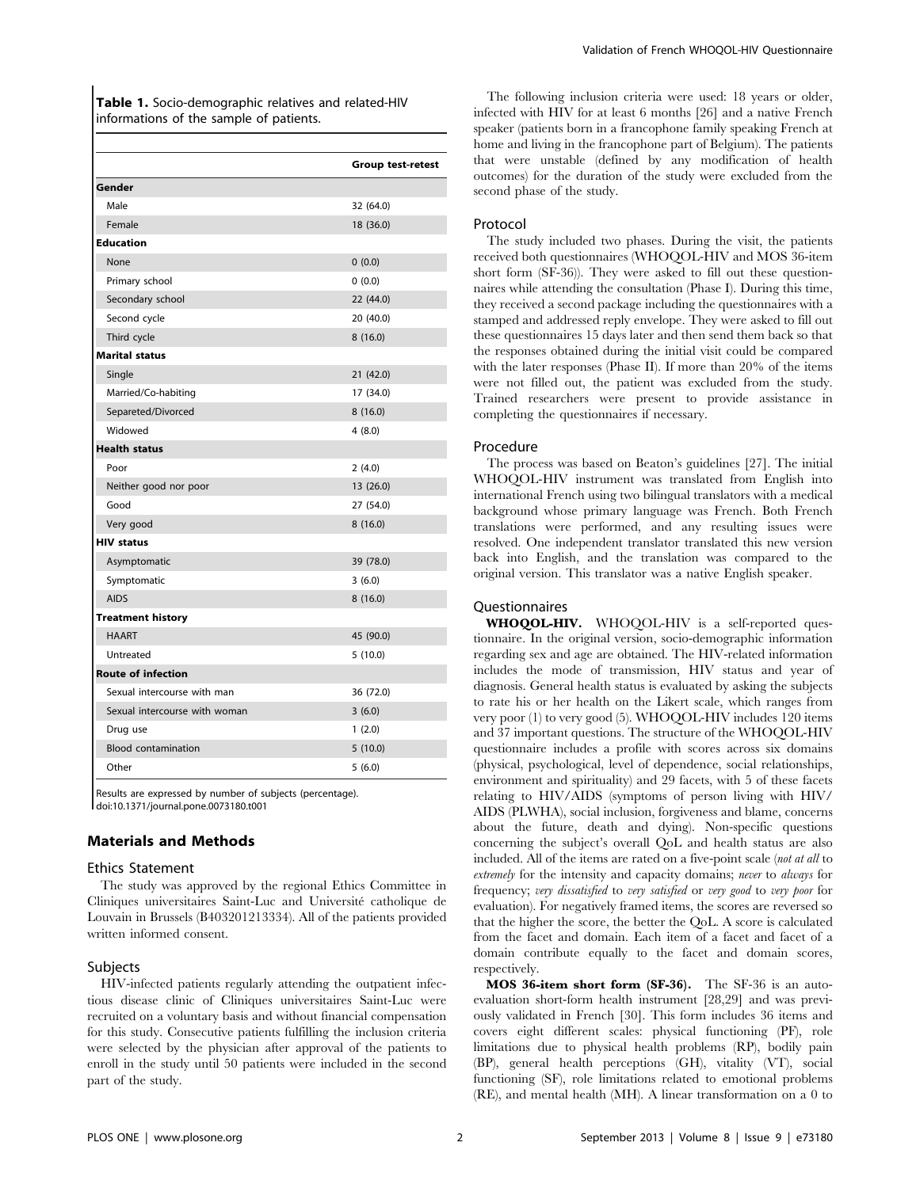**Table 1.** Socio-demographic relatives and related-HIV informations of the sample of patients.

| | Group test-retest |
|---|---|
| **Gender** | |
| Male | 32 (64.0) |
| Female | 18 (36.0) |
| **Education** | |
| None | 0 (0.0) |
| Primary school | 0 (0.0) |
| Secondary school | 22 (44.0) |
| Second cycle | 20 (40.0) |
| Third cycle | 8 (16.0) |
| **Marital status** | |
| Single | 21 (42.0) |
| Married/Co-habiting | 17 (34.0) |
| Separeted/Divorced | 8 (16.0) |
| Widowed | 4 (8.0) |
| **Health status** | |
| Poor | 2 (4.0) |
| Neither good nor poor | 13 (26.0) |
| Good | 27 (54.0) |
| Very good | 8 (16.0) |
| **HIV status** | |
| Asymptomatic | 39 (78.0) |
| Symptomatic | 3 (6.0) |
| AIDS | 8 (16.0) |
| **Treatment history** | |
| HAART | 45 (90.0) |
| Untreated | 5 (10.0) |
| **Route of infection** | |
| Sexual intercourse with man | 36 (72.0) |
| Sexual intercourse with woman | 3 (6.0) |
| Drug use | 1 (2.0) |
| Blood contamination | 5 (10.0) |
| Other | 5 (6.0) |

Results are expressed by number of subjects (percentage).
doi:10.1371/journal.pone.0073180.t001

## Materials and Methods

### Ethics Statement

The study was approved by the regional Ethics Committee in Cliniques universitaires Saint-Luc and Université catholique de Louvain in Brussels (B403201213334). All of the patients provided written informed consent.

### Subjects

HIV-infected patients regularly attending the outpatient infectious disease clinic of Cliniques universitaires Saint-Luc were recruited on a voluntary basis and without financial compensation for this study. Consecutive patients fulfilling the inclusion criteria were selected by the physician after approval of the patients to enroll in the study until 50 patients were included in the second part of the study.

The following inclusion criteria were used: 18 years or older, infected with HIV for at least 6 months [26] and a native French speaker (patients born in a francophone family speaking French at home and living in the francophone part of Belgium). The patients that were unstable (defined by any modification of health outcomes) for the duration of the study were excluded from the second phase of the study.

### Protocol

The study included two phases. During the visit, the patients received both questionnaires (WHOQOL-HIV and MOS 36-item short form (SF-36)). They were asked to fill out these questionnaires while attending the consultation (Phase I). During this time, they received a second package including the questionnaires with a stamped and addressed reply envelope. They were asked to fill out these questionnaires 15 days later and then send them back so that the responses obtained during the initial visit could be compared with the later responses (Phase II). If more than 20% of the items were not filled out, the patient was excluded from the study. Trained researchers were present to provide assistance in completing the questionnaires if necessary.

### Procedure

The process was based on Beaton's guidelines [27]. The initial WHOQOL-HIV instrument was translated from English into international French using two bilingual translators with a medical background whose primary language was French. Both French translations were performed, and any resulting issues were resolved. One independent translator translated this new version back into English, and the translation was compared to the original version. This translator was a native English speaker.

### Questionnaires

**WHOQOL-HIV.** WHOQOL-HIV is a self-reported questionnaire. In the original version, socio-demographic information regarding sex and age are obtained. The HIV-related information includes the mode of transmission, HIV status and year of diagnosis. General health status is evaluated by asking the subjects to rate his or her health on the Likert scale, which ranges from very poor (1) to very good (5). WHOQOL-HIV includes 120 items and 37 important questions. The structure of the WHOQOL-HIV questionnaire includes a profile with scores across six domains (physical, psychological, level of dependence, social relationships, environment and spirituality) and 29 facets, with 5 of these facets relating to HIV/AIDS (symptoms of person living with HIV/AIDS (PLWHA), social inclusion, forgiveness and blame, concerns about the future, death and dying). Non-specific questions concerning the subject's overall QoL and health status are also included. All of the items are rated on a five-point scale (*not at all* to *extremely* for the intensity and capacity domains; *never* to *always* for frequency; *very dissatisfied* to *very satisfied* or *very good* to *very poor* for evaluation). For negatively framed items, the scores are reversed so that the higher the score, the better the QoL. A score is calculated from the facet and domain. Each item of a facet and facet of a domain contribute equally to the facet and domain scores, respectively.

**MOS 36-item short form (SF-36).** The SF-36 is an auto-evaluation short-form health instrument [28,29] and was previously validated in French [30]. This form includes 36 items and covers eight different scales: physical functioning (PF), role limitations due to physical health problems (RP), bodily pain (BP), general health perceptions (GH), vitality (VT), social functioning (SF), role limitations related to emotional problems (RE), and mental health (MH). A linear transformation on a 0 to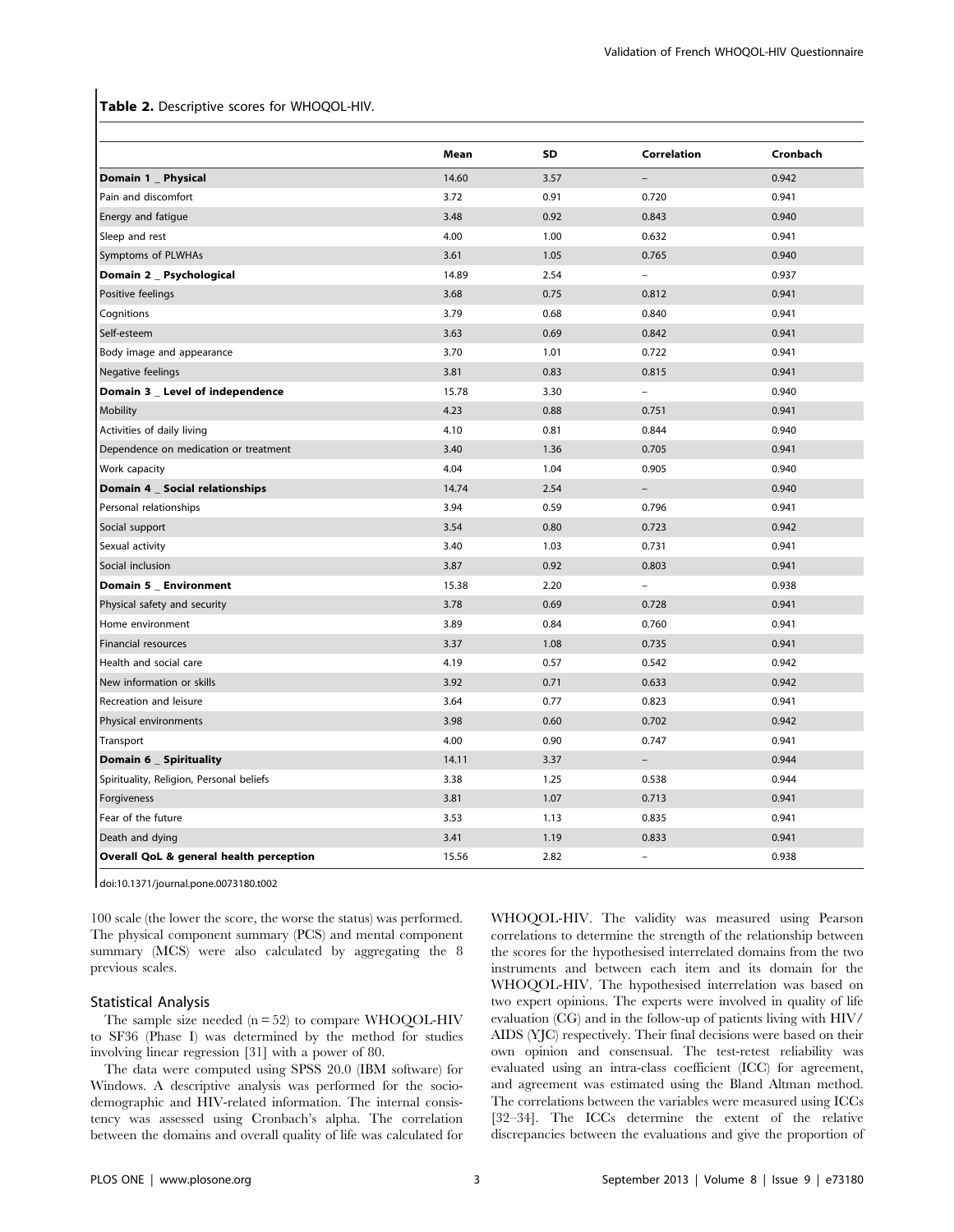**Table 2.** Descriptive scores for WHOQOL-HIV.

| | Mean | SD | Correlation | Cronbach |
|---|---|---|---|---|
| **Domain 1 _ Physical** | 14.60 | 3.57 | – | 0.942 |
| Pain and discomfort | 3.72 | 0.91 | 0.720 | 0.941 |
| Energy and fatigue | 3.48 | 0.92 | 0.843 | 0.940 |
| Sleep and rest | 4.00 | 1.00 | 0.632 | 0.941 |
| Symptoms of PLWHAs | 3.61 | 1.05 | 0.765 | 0.940 |
| **Domain 2 _ Psychological** | 14.89 | 2.54 | – | 0.937 |
| Positive feelings | 3.68 | 0.75 | 0.812 | 0.941 |
| Cognitions | 3.79 | 0.68 | 0.840 | 0.941 |
| Self-esteem | 3.63 | 0.69 | 0.842 | 0.941 |
| Body image and appearance | 3.70 | 1.01 | 0.722 | 0.941 |
| Negative feelings | 3.81 | 0.83 | 0.815 | 0.941 |
| **Domain 3 _ Level of independence** | 15.78 | 3.30 | – | 0.940 |
| Mobility | 4.23 | 0.88 | 0.751 | 0.941 |
| Activities of daily living | 4.10 | 0.81 | 0.844 | 0.940 |
| Dependence on medication or treatment | 3.40 | 1.36 | 0.705 | 0.941 |
| Work capacity | 4.04 | 1.04 | 0.905 | 0.940 |
| **Domain 4 _ Social relationships** | 14.74 | 2.54 | – | 0.940 |
| Personal relationships | 3.94 | 0.59 | 0.796 | 0.941 |
| Social support | 3.54 | 0.80 | 0.723 | 0.942 |
| Sexual activity | 3.40 | 1.03 | 0.731 | 0.941 |
| Social inclusion | 3.87 | 0.92 | 0.803 | 0.941 |
| **Domain 5 _ Environment** | 15.38 | 2.20 | – | 0.938 |
| Physical safety and security | 3.78 | 0.69 | 0.728 | 0.941 |
| Home environment | 3.89 | 0.84 | 0.760 | 0.941 |
| Financial resources | 3.37 | 1.08 | 0.735 | 0.941 |
| Health and social care | 4.19 | 0.57 | 0.542 | 0.942 |
| New information or skills | 3.92 | 0.71 | 0.633 | 0.942 |
| Recreation and leisure | 3.64 | 0.77 | 0.823 | 0.941 |
| Physical environments | 3.98 | 0.60 | 0.702 | 0.942 |
| Transport | 4.00 | 0.90 | 0.747 | 0.941 |
| **Domain 6 _ Spirituality** | 14.11 | 3.37 | – | 0.944 |
| Spirituality, Religion, Personal beliefs | 3.38 | 1.25 | 0.538 | 0.944 |
| Forgiveness | 3.81 | 1.07 | 0.713 | 0.941 |
| Fear of the future | 3.53 | 1.13 | 0.835 | 0.941 |
| Death and dying | 3.41 | 1.19 | 0.833 | 0.941 |
| **Overall QoL & general health perception** | 15.56 | 2.82 | – | 0.938 |

doi:10.1371/journal.pone.0073180.t002

100 scale (the lower the score, the worse the status) was performed. The physical component summary (PCS) and mental component summary (MCS) were also calculated by aggregating the 8 previous scales.

## Statistical Analysis

The sample size needed ($n = 52$) to compare WHOQOL-HIV to SF36 (Phase I) was determined by the method for studies involving linear regression [31] with a power of 80.

The data were computed using SPSS 20.0 (IBM software) for Windows. A descriptive analysis was performed for the socio-demographic and HIV-related information. The internal consistency was assessed using Cronbach's alpha. The correlation between the domains and overall quality of life was calculated for WHOQOL-HIV. The validity was measured using Pearson correlations to determine the strength of the relationship between the scores for the hypothesised interrelated domains from the two instruments and between each item and its domain for the WHOQOL-HIV. The hypothesised interrelation was based on two expert opinions. The experts were involved in quality of life evaluation (CG) and in the follow-up of patients living with HIV/AIDS (YJC) respectively. Their final decisions were based on their own opinion and consensual. The test-retest reliability was evaluated using an intra-class coefficient (ICC) for agreement, and agreement was estimated using the Bland Altman method. The correlations between the variables were measured using ICCs [32–34]. The ICCs determine the extent of the relative discrepancies between the evaluations and give the proportion of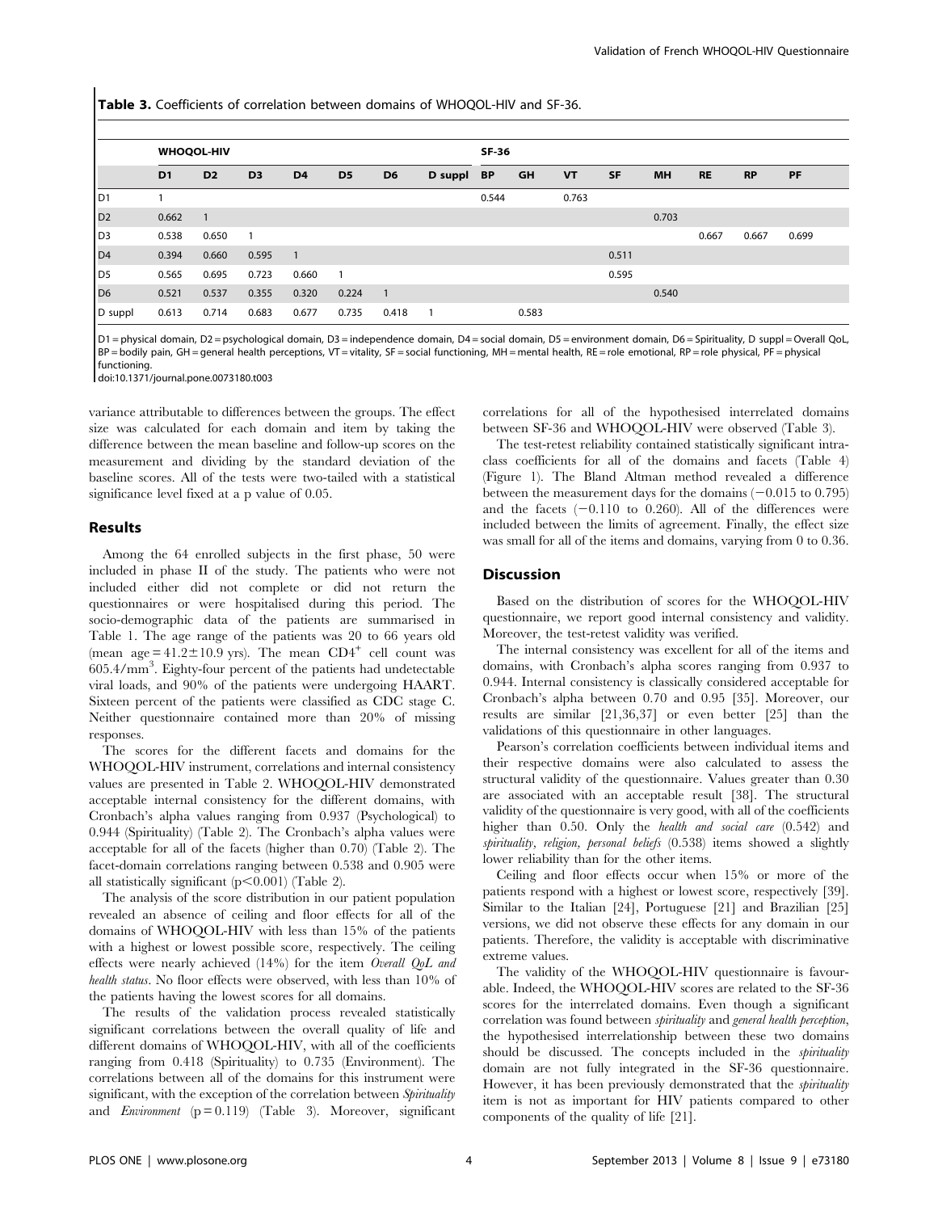**Table 3.** Coefficients of correlation between domains of WHOQOL-HIV and SF-36.

| | WHOQOL-HIV | | | | | | | SF-36 | | | | | | | |
|---|---|---|---|---|---|---|---|---|---|---|---|---|---|---|---|
| | D1 | D2 | D3 | D4 | D5 | D6 | D suppl | BP | GH | VT | SF | MH | RE | RP | PF |
| D1 | 1 | | | | | | | 0.544 | | 0.763 | | | | | |
| D2 | 0.662 | 1 | | | | | | | | | | 0.703 | | | |
| D3 | 0.538 | 0.650 | 1 | | | | | | | | | | 0.667 | 0.667 | 0.699 |
| D4 | 0.394 | 0.660 | 0.595 | 1 | | | | | | | 0.511 | | | | |
| D5 | 0.565 | 0.695 | 0.723 | 0.660 | 1 | | | | | | 0.595 | | | | |
| D6 | 0.521 | 0.537 | 0.355 | 0.320 | 0.224 | 1 | | | | | | 0.540 | | | |
| D suppl | 0.613 | 0.714 | 0.683 | 0.677 | 0.735 | 0.418 | 1 | | 0.583 | | | | | | |

D1 = physical domain, D2 = psychological domain, D3 = independence domain, D4 = social domain, D5 = environment domain, D6 = Spirituality, D suppl = Overall QoL, BP = bodily pain, GH = general health perceptions, VT = vitality, SF = social functioning, MH = mental health, RE = role emotional, RP = role physical, PF = physical functioning.

doi:10.1371/journal.pone.0073180.t003

variance attributable to differences between the groups. The effect size was calculated for each domain and item by taking the difference between the mean baseline and follow-up scores on the measurement and dividing by the standard deviation of the baseline scores. All of the tests were two-tailed with a statistical significance level fixed at a p value of 0.05.

## Results

Among the 64 enrolled subjects in the first phase, 50 were included in phase II of the study. The patients who were not included either did not complete or did not return the questionnaires or were hospitalised during this period. The socio-demographic data of the patients are summarised in Table 1. The age range of the patients was 20 to 66 years old (mean age = $41.2 \pm 10.9$ yrs). The mean $CD4^{+}$ cell count was $605.4/mm^3$. Eighty-four percent of the patients had undetectable viral loads, and 90% of the patients were undergoing HAART. Sixteen percent of the patients were classified as CDC stage C. Neither questionnaire contained more than 20% of missing responses.

The scores for the different facets and domains for the WHOQOL-HIV instrument, correlations and internal consistency values are presented in Table 2. WHOQOL-HIV demonstrated acceptable internal consistency for the different domains, with Cronbach's alpha values ranging from 0.937 (Psychological) to 0.944 (Spirituality) (Table 2). The Cronbach's alpha values were acceptable for all of the facets (higher than 0.70) (Table 2). The facet-domain correlations ranging between 0.538 and 0.905 were all statistically significant ($p < 0.001$) (Table 2).

The analysis of the score distribution in our patient population revealed an absence of ceiling and floor effects for all of the domains of WHOQOL-HIV with less than 15% of the patients with a highest or lowest possible score, respectively. The ceiling effects were nearly achieved (14%) for the item *Overall QoL and health status*. No floor effects were observed, with less than 10% of the patients having the lowest scores for all domains.

The results of the validation process revealed statistically significant correlations between the overall quality of life and different domains of WHOQOL-HIV, with all of the coefficients ranging from 0.418 (Spirituality) to 0.735 (Environment). The correlations between all of the domains for this instrument were significant, with the exception of the correlation between *Spirituality* and *Environment* ($p = 0.119$) (Table 3). Moreover, significant correlations for all of the hypothesised interrelated domains between SF-36 and WHOQOL-HIV were observed (Table 3).

The test-retest reliability contained statistically significant intraclass coefficients for all of the domains and facets (Table 4) (Figure 1). The Bland Altman method revealed a difference between the measurement days for the domains ($-0.015$ to 0.795) and the facets ($-0.110$ to 0.260). All of the differences were included between the limits of agreement. Finally, the effect size was small for all of the items and domains, varying from 0 to 0.36.

## Discussion

Based on the distribution of scores for the WHOQOL-HIV questionnaire, we report good internal consistency and validity. Moreover, the test-retest validity was verified.

The internal consistency was excellent for all of the items and domains, with Cronbach's alpha scores ranging from 0.937 to 0.944. Internal consistency is classically considered acceptable for Cronbach's alpha between 0.70 and 0.95 [35]. Moreover, our results are similar [21,36,37] or even better [25] than the validations of this questionnaire in other languages.

Pearson's correlation coefficients between individual items and their respective domains were also calculated to assess the structural validity of the questionnaire. Values greater than 0.30 are associated with an acceptable result [38]. The structural validity of the questionnaire is very good, with all of the coefficients higher than 0.50. Only the *health and social care* (0.542) and *spirituality, religion, personal beliefs* (0.538) items showed a slightly lower reliability than for the other items.

Ceiling and floor effects occur when 15% or more of the patients respond with a highest or lowest score, respectively [39]. Similar to the Italian [24], Portuguese [21] and Brazilian [25] versions, we did not observe these effects for any domain in our patients. Therefore, the validity is acceptable with discriminative extreme values.

The validity of the WHOQOL-HIV questionnaire is favourable. Indeed, the WHOQOL-HIV scores are related to the SF-36 scores for the interrelated domains. Even though a significant correlation was found between *spirituality* and *general health perception*, the hypothesised interrelationship between these two domains should be discussed. The concepts included in the *spirituality* domain are not fully integrated in the SF-36 questionnaire. However, it has been previously demonstrated that the *spirituality* item is not as important for HIV patients compared to other components of the quality of life [21].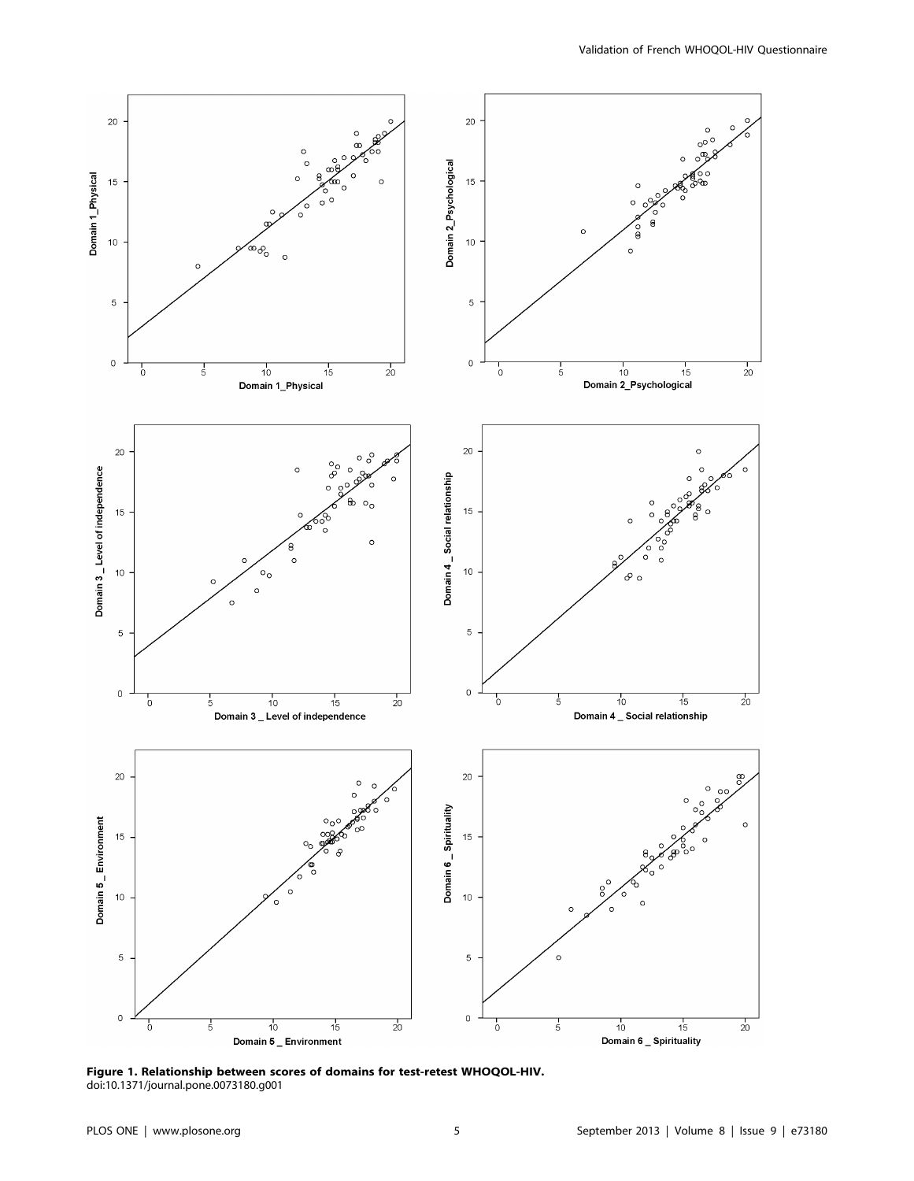**Figure 1. Relationship between scores of domains for test-retest WHOQOL-HIV.**
doi:10.1371/journal.pone.0073180.g001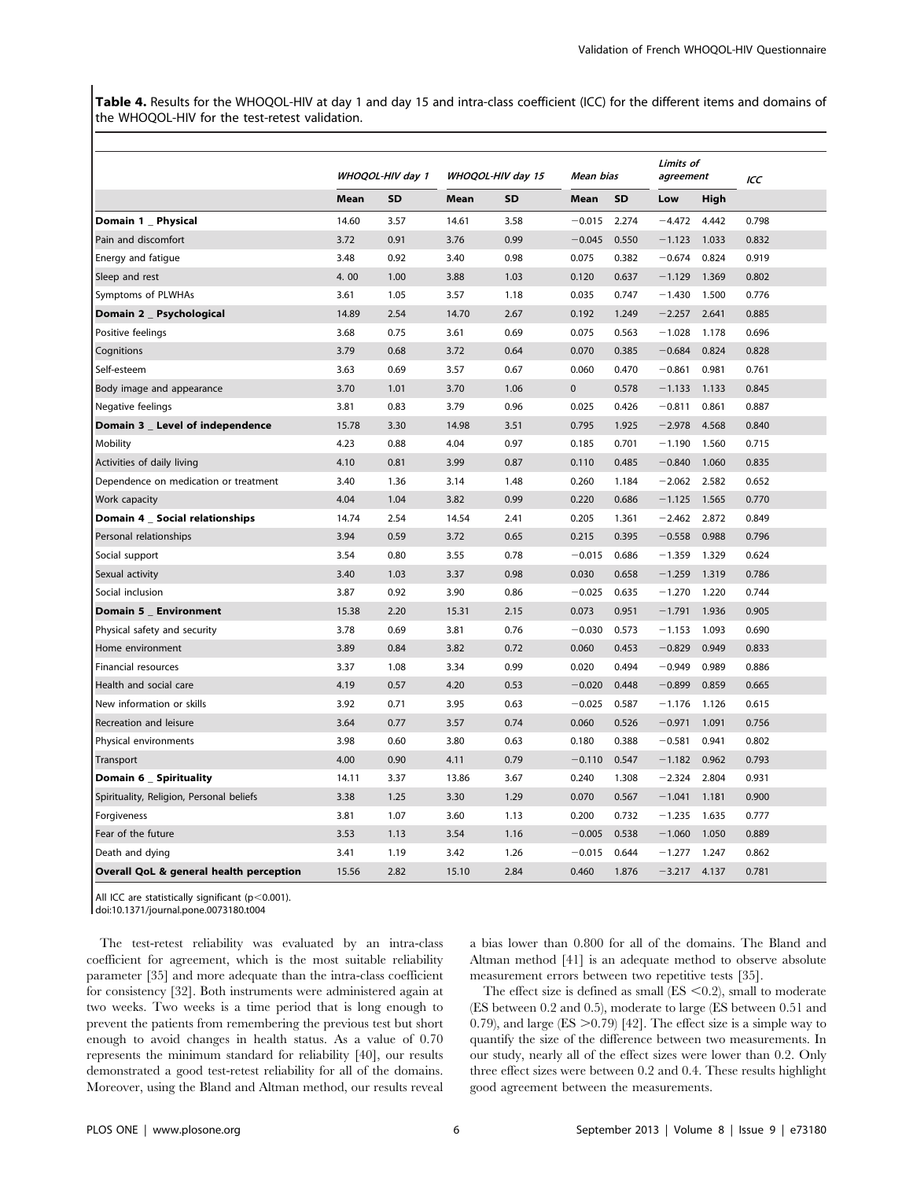**Table 4.** Results for the WHOQOL-HIV at day 1 and day 15 and intra-class coefficient (ICC) for the different items and domains of the WHOQOL-HIV for the test-retest validation.

| | *WHOQOL-HIV day 1* | | *WHOQOL-HIV day 15* | | *Mean bias* | | *Limits of agreement* | | *ICC* |
|---|---|---|---|---|---|---|---|---|---|
| | **Mean** | **SD** | **Mean** | **SD** | **Mean** | **SD** | **Low** | **High** | |
| **Domain 1 _ Physical** | 14.60 | 3.57 | 14.61 | 3.58 | −0.015 | 2.274 | −4.472 | 4.442 | 0.798 |
| Pain and discomfort | 3.72 | 0.91 | 3.76 | 0.99 | −0.045 | 0.550 | −1.123 | 1.033 | 0.832 |
| Energy and fatigue | 3.48 | 0.92 | 3.40 | 0.98 | 0.075 | 0.382 | −0.674 | 0.824 | 0.919 |
| Sleep and rest | 4. 00 | 1.00 | 3.88 | 1.03 | 0.120 | 0.637 | −1.129 | 1.369 | 0.802 |
| Symptoms of PLWHAs | 3.61 | 1.05 | 3.57 | 1.18 | 0.035 | 0.747 | −1.430 | 1.500 | 0.776 |
| **Domain 2 _ Psychological** | 14.89 | 2.54 | 14.70 | 2.67 | 0.192 | 1.249 | −2.257 | 2.641 | 0.885 |
| Positive feelings | 3.68 | 0.75 | 3.61 | 0.69 | 0.075 | 0.563 | −1.028 | 1.178 | 0.696 |
| Cognitions | 3.79 | 0.68 | 3.72 | 0.64 | 0.070 | 0.385 | −0.684 | 0.824 | 0.828 |
| Self-esteem | 3.63 | 0.69 | 3.57 | 0.67 | 0.060 | 0.470 | −0.861 | 0.981 | 0.761 |
| Body image and appearance | 3.70 | 1.01 | 3.70 | 1.06 | 0 | 0.578 | −1.133 | 1.133 | 0.845 |
| Negative feelings | 3.81 | 0.83 | 3.79 | 0.96 | 0.025 | 0.426 | −0.811 | 0.861 | 0.887 |
| **Domain 3 _ Level of independence** | 15.78 | 3.30 | 14.98 | 3.51 | 0.795 | 1.925 | −2.978 | 4.568 | 0.840 |
| Mobility | 4.23 | 0.88 | 4.04 | 0.97 | 0.185 | 0.701 | −1.190 | 1.560 | 0.715 |
| Activities of daily living | 4.10 | 0.81 | 3.99 | 0.87 | 0.110 | 0.485 | −0.840 | 1.060 | 0.835 |
| Dependence on medication or treatment | 3.40 | 1.36 | 3.14 | 1.48 | 0.260 | 1.184 | −2.062 | 2.582 | 0.652 |
| Work capacity | 4.04 | 1.04 | 3.82 | 0.99 | 0.220 | 0.686 | −1.125 | 1.565 | 0.770 |
| **Domain 4 _ Social relationships** | 14.74 | 2.54 | 14.54 | 2.41 | 0.205 | 1.361 | −2.462 | 2.872 | 0.849 |
| Personal relationships | 3.94 | 0.59 | 3.72 | 0.65 | 0.215 | 0.395 | −0.558 | 0.988 | 0.796 |
| Social support | 3.54 | 0.80 | 3.55 | 0.78 | −0.015 | 0.686 | −1.359 | 1.329 | 0.624 |
| Sexual activity | 3.40 | 1.03 | 3.37 | 0.98 | 0.030 | 0.658 | −1.259 | 1.319 | 0.786 |
| Social inclusion | 3.87 | 0.92 | 3.90 | 0.86 | −0.025 | 0.635 | −1.270 | 1.220 | 0.744 |
| **Domain 5 _ Environment** | 15.38 | 2.20 | 15.31 | 2.15 | 0.073 | 0.951 | −1.791 | 1.936 | 0.905 |
| Physical safety and security | 3.78 | 0.69 | 3.81 | 0.76 | −0.030 | 0.573 | −1.153 | 1.093 | 0.690 |
| Home environment | 3.89 | 0.84 | 3.82 | 0.72 | 0.060 | 0.453 | −0.829 | 0.949 | 0.833 |
| Financial resources | 3.37 | 1.08 | 3.34 | 0.99 | 0.020 | 0.494 | −0.949 | 0.989 | 0.886 |
| Health and social care | 4.19 | 0.57 | 4.20 | 0.53 | −0.020 | 0.448 | −0.899 | 0.859 | 0.665 |
| New information or skills | 3.92 | 0.71 | 3.95 | 0.63 | −0.025 | 0.587 | −1.176 | 1.126 | 0.615 |
| Recreation and leisure | 3.64 | 0.77 | 3.57 | 0.74 | 0.060 | 0.526 | −0.971 | 1.091 | 0.756 |
| Physical environments | 3.98 | 0.60 | 3.80 | 0.63 | 0.180 | 0.388 | −0.581 | 0.941 | 0.802 |
| Transport | 4.00 | 0.90 | 4.11 | 0.79 | −0.110 | 0.547 | −1.182 | 0.962 | 0.793 |
| **Domain 6 _ Spirituality** | 14.11 | 3.37 | 13.86 | 3.67 | 0.240 | 1.308 | −2.324 | 2.804 | 0.931 |
| Spirituality, Religion, Personal beliefs | 3.38 | 1.25 | 3.30 | 1.29 | 0.070 | 0.567 | −1.041 | 1.181 | 0.900 |
| Forgiveness | 3.81 | 1.07 | 3.60 | 1.13 | 0.200 | 0.732 | −1.235 | 1.635 | 0.777 |
| Fear of the future | 3.53 | 1.13 | 3.54 | 1.16 | −0.005 | 0.538 | −1.060 | 1.050 | 0.889 |
| Death and dying | 3.41 | 1.19 | 3.42 | 1.26 | −0.015 | 0.644 | −1.277 | 1.247 | 0.862 |
| **Overall QoL & general health perception** | 15.56 | 2.82 | 15.10 | 2.84 | 0.460 | 1.876 | −3.217 | 4.137 | 0.781 |

All ICC are statistically significant ($p<0.001$).
doi:10.1371/journal.pone.0073180.t004

The test-retest reliability was evaluated by an intra-class coefficient for agreement, which is the most suitable reliability parameter [35] and more adequate than the intra-class coefficient for consistency [32]. Both instruments were administered again at two weeks. Two weeks is a time period that is long enough to prevent the patients from remembering the previous test but short enough to avoid changes in health status. As a value of 0.70 represents the minimum standard for reliability [40], our results demonstrated a good test-retest reliability for all of the domains. Moreover, using the Bland and Altman method, our results reveal a bias lower than 0.800 for all of the domains. The Bland and Altman method [41] is an adequate method to observe absolute measurement errors between two repetitive tests [35].

The effect size is defined as small (ES $<0.2$), small to moderate (ES between 0.2 and 0.5), moderate to large (ES between 0.51 and 0.79), and large (ES $>0.79$) [42]. The effect size is a simple way to quantify the size of the difference between two measurements. In our study, nearly all of the effect sizes were lower than 0.2. Only three effect sizes were between 0.2 and 0.4. These results highlight good agreement between the measurements.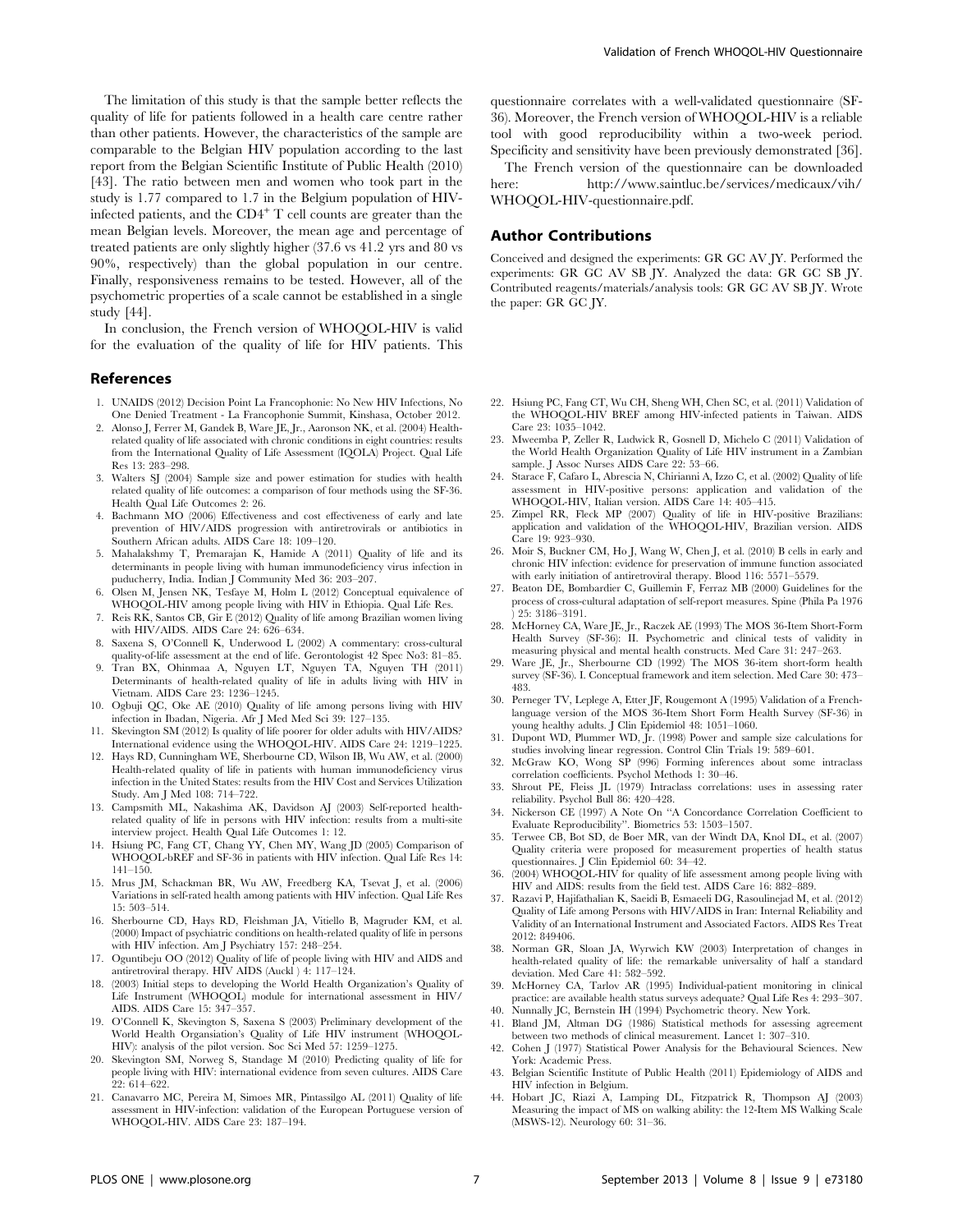The limitation of this study is that the sample better reflects the quality of life for patients followed in a health care centre rather than other patients. However, the characteristics of the sample are comparable to the Belgian HIV population according to the last report from the Belgian Scientific Institute of Public Health (2010) [43]. The ratio between men and women who took part in the study is 1.77 compared to 1.7 in the Belgium population of HIV-infected patients, and the $CD4^{+}$ T cell counts are greater than the mean Belgian levels. Moreover, the mean age and percentage of treated patients are only slightly higher (37.6 vs 41.2 yrs and 80 vs 90%, respectively) than the global population in our centre. Finally, responsiveness remains to be tested. However, all of the psychometric properties of a scale cannot be established in a single study [44].

In conclusion, the French version of WHOQOL-HIV is valid for the evaluation of the quality of life for HIV patients. This questionnaire correlates with a well-validated questionnaire (SF-36). Moreover, the French version of WHOQOL-HIV is a reliable tool with good reproducibility within a two-week period. Specificity and sensitivity have been previously demonstrated [36].

The French version of the questionnaire can be downloaded here: http://www.saintluc.be/services/medicaux/vih/WHOQOL-HIV-questionnaire.pdf.

## Author Contributions

Conceived and designed the experiments: GR GC AV JY. Performed the experiments: GR GC AV SB JY. Analyzed the data: GR GC SB JY. Contributed reagents/materials/analysis tools: GR GC AV SB JY. Wrote the paper: GR GC JY.

## References

1. UNAIDS (2012) Decision Point La Francophonie: No New HIV Infections, No One Denied Treatment - La Francophonie Summit, Kinshasa, October 2012.
2. Alonso J, Ferrer M, Gandek B, Ware JE, Jr., Aaronson NK, et al. (2004) Health-related quality of life associated with chronic conditions in eight countries: results from the International Quality of Life Assessment (IQOLA) Project. Qual Life Res 13: 283–298.
3. Walters SJ (2004) Sample size and power estimation for studies with health related quality of life outcomes: a comparison of four methods using the SF-36. Health Qual Life Outcomes 2: 26.
4. Bachmann MO (2006) Effectiveness and cost effectiveness of early and late prevention of HIV/AIDS progression with antiretrovirals or antibiotics in Southern African adults. AIDS Care 18: 109–120.
5. Mahalakshmy T, Premarajan K, Hamide A (2011) Quality of life and its determinants in people living with human immunodeficiency virus infection in puducherry, India. Indian J Community Med 36: 203–207.
6. Olsen M, Jensen NK, Tesfaye M, Holm L (2012) Conceptual equivalence of WHOQOL-HIV among people living with HIV in Ethiopia. Qual Life Res.
7. Reis RK, Santos CB, Gir E (2012) Quality of life among Brazilian women living with HIV/AIDS. AIDS Care 24: 626–634.
8. Saxena S, O'Connell K, Underwood L (2002) A commentary: cross-cultural quality-of-life assessment at the end of life. Gerontologist 42 Spec No3: 81–85.
9. Tran BX, Ohinmaa A, Nguyen LT, Nguyen TA, Nguyen TH (2011) Determinants of health-related quality of life in adults living with HIV in Vietnam. AIDS Care 23: 1236–1245.
10. Ogbuji QC, Oke AE (2010) Quality of life among persons living with HIV infection in Ibadan, Nigeria. Afr J Med Med Sci 39: 127–135.
11. Skevington SM (2012) Is quality of life poorer for older adults with HIV/AIDS? International evidence using the WHOQOL-HIV. AIDS Care 24: 1219–1225.
12. Hays RD, Cunningham WE, Sherbourne CD, Wilson IB, Wu AW, et al. (2000) Health-related quality of life in patients with human immunodeficiency virus infection in the United States: results from the HIV Cost and Services Utilization Study. Am J Med 108: 714–722.
13. Campsmith ML, Nakashima AK, Davidson AJ (2003) Self-reported health-related quality of life in persons with HIV infection: results from a multi-site interview project. Health Qual Life Outcomes 1: 12.
14. Hsiung PC, Fang CT, Chang YY, Chen MY, Wang JD (2005) Comparison of WHOQOL-bREF and SF-36 in patients with HIV infection. Qual Life Res 14: 141–150.
15. Mrus JM, Schackman BR, Wu AW, Freedberg KA, Tsevat J, et al. (2006) Variations in self-rated health among patients with HIV infection. Qual Life Res 15: 503–514.
16. Sherbourne CD, Hays RD, Fleishman JA, Vitiello B, Magruder KM, et al. (2000) Impact of psychiatric conditions on health-related quality of life in persons with HIV infection. Am J Psychiatry 157: 248–254.
17. Oguntibeju OO (2012) Quality of life of people living with HIV and AIDS and antiretroviral therapy. HIV AIDS (Auckl ) 4: 117–124.
18. (2003) Initial steps to developing the World Health Organization's Quality of Life Instrument (WHOQOL) module for international assessment in HIV/AIDS. AIDS Care 15: 347–357.
19. O'Connell K, Skevington S, Saxena S (2003) Preliminary development of the World Health Organsiation's Quality of Life HIV instrument (WHOQOL-HIV): analysis of the pilot version. Soc Sci Med 57: 1259–1275.
20. Skevington SM, Norweg S, Standage M (2010) Predicting quality of life for people living with HIV: international evidence from seven cultures. AIDS Care 22: 614–622.
21. Canavarro MC, Pereira M, Simoes MR, Pintassilgo AL (2011) Quality of life assessment in HIV-infection: validation of the European Portuguese version of WHOQOL-HIV. AIDS Care 23: 187–194.
22. Hsiung PC, Fang CT, Wu CH, Sheng WH, Chen SC, et al. (2011) Validation of the WHOQOL-HIV BREF among HIV-infected patients in Taiwan. AIDS Care 23: 1035–1042.
23. Mweemba P, Zeller R, Ludwick R, Gosnell D, Michelo C (2011) Validation of the World Health Organization Quality of Life HIV instrument in a Zambian sample. J Assoc Nurses AIDS Care 22: 53–66.
24. Starace F, Cafaro L, Abrescia N, Chirianni A, Izzo C, et al. (2002) Quality of life assessment in HIV-positive persons: application and validation of the WHOQOL-HIV, Italian version. AIDS Care 14: 405–415.
25. Zimpel RR, Fleck MP (2007) Quality of life in HIV-positive Brazilians: application and validation of the WHOQOL-HIV, Brazilian version. AIDS Care 19: 923–930.
26. Moir S, Buckner CM, Ho J, Wang W, Chen J, et al. (2010) B cells in early and chronic HIV infection: evidence for preservation of immune function associated with early initiation of antiretroviral therapy. Blood 116: 5571–5579.
27. Beaton DE, Bombardier C, Guillemin F, Ferraz MB (2000) Guidelines for the process of cross-cultural adaptation of self-report measures. Spine (Phila Pa 1976 ) 25: 3186–3191.
28. McHorney CA, Ware JE, Jr., Raczek AE (1993) The MOS 36-Item Short-Form Health Survey (SF-36): II. Psychometric and clinical tests of validity in measuring physical and mental health constructs. Med Care 31: 247–263.
29. Ware JE, Jr., Sherbourne CD (1992) The MOS 36-item short-form health survey (SF-36). I. Conceptual framework and item selection. Med Care 30: 473–483.
30. Perneger TV, Leplege A, Etter JF, Rougemont A (1995) Validation of a French-language version of the MOS 36-Item Short Form Health Survey (SF-36) in young healthy adults. J Clin Epidemiol 48: 1051–1060.
31. Dupont WD, Plummer WD, Jr. (1998) Power and sample size calculations for studies involving linear regression. Control Clin Trials 19: 589–601.
32. McGraw KO, Wong SP (1996) Forming inferences about some intraclass correlation coefficients. Psychol Methods 1: 30–46.
33. Shrout PE, Fleiss JL (1979) Intraclass correlations: uses in assessing rater reliability. Psychol Bull 86: 420–428.
34. Nickerson CE (1997) A Note On "A Concordance Correlation Coefficient to Evaluate Reproducibility". Biometrics 53: 1503–1507.
35. Terwee CB, Bot SD, de Boer MR, van der Windt DA, Knol DL, et al. (2007) Quality criteria were proposed for measurement properties of health status questionnaires. J Clin Epidemiol 60: 34–42.
36. (2004) WHOQOL-HIV for quality of life assessment among people living with HIV and AIDS: results from the field test. AIDS Care 16: 882–889.
37. Razavi P, Hajifathalian K, Saeidi B, Esmaeeli DG, Rasoulinejad M, et al. (2012) Quality of Life among Persons with HIV/AIDS in Iran: Internal Reliability and Validity of an International Instrument and Associated Factors. AIDS Res Treat 2012: 849406.
38. Norman GR, Sloan JA, Wyrwich KW (2003) Interpretation of changes in health-related quality of life: the remarkable universality of half a standard deviation. Med Care 41: 582–592.
39. McHorney CA, Tarlov AR (1995) Individual-patient monitoring in clinical practice: are available health status surveys adequate? Qual Life Res 4: 293–307.
40. Nunnally JC, Bernstein IH (1994) Psychometric theory. New York.
41. Bland JM, Altman DG (1986) Statistical methods for assessing agreement between two methods of clinical measurement. Lancet 1: 307–310.
42. Cohen J (1977) Statistical Power Analysis for the Behavioural Sciences. New York: Academic Press.
43. Belgian Scientific Institute of Public Health (2011) Epidemiology of AIDS and HIV infection in Belgium.
44. Hobart JC, Riazi A, Lamping DL, Fitzpatrick R, Thompson AJ (2003) Measuring the impact of MS on walking ability: the 12-Item MS Walking Scale (MSWS-12). Neurology 60: 31–36.